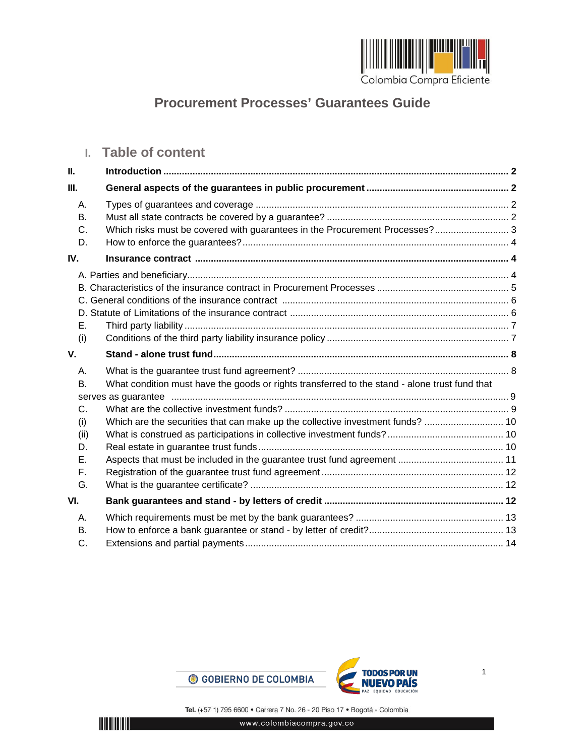# Procurement Processes' Guarantees Guide

## I. Table of content

**II. Introduction** .......... **2**

**III. General aspects of the guarantees in public procurement** .......... **2**

- A. Types of guarantees and coverage .......... 2
- B. Must all state contracts be covered by a guarantee? .......... 2
- C. Which risks must be covered with guarantees in the Procurement Processes? .......... 3
- D. How to enforce the guarantees? .......... 4

**IV. Insurance contract** .......... **4**

- A. Parties and beneficiary .......... 4
- B. Characteristics of the insurance contract in Procurement Processes .......... 5
- C. General conditions of the insurance contract .......... 6
- D. Statute of Limitations of the insurance contract .......... 6
- E. Third party liability .......... 7
- (i) Conditions of the third party liability insurance policy .......... 7

**V. Stand - alone trust fund** .......... **8**

- A. What is the guarantee trust fund agreement? .......... 8
- B. What condition must have the goods or rights transferred to the stand - alone trust fund that serves as guarantee .......... 9
- C. What are the collective investment funds? .......... 9
- (i) Which are the securities that can make up the collective investment funds? .......... 10
- (ii) What is construed as participations in collective investment funds? .......... 10
- D. Real estate in guarantee trust funds .......... 10
- E. Aspects that must be included in the guarantee trust fund agreement .......... 11
- F. Registration of the guarantee trust fund agreement .......... 12
- G. What is the guarantee certificate? .......... 12

**VI. Bank guarantees and stand - by letters of credit** .......... **12**

- A. Which requirements must be met by the bank guarantees? .......... 13
- B. How to enforce a bank guarantee or stand - by letter of credit? .......... 13
- C. Extensions and partial payments .......... 14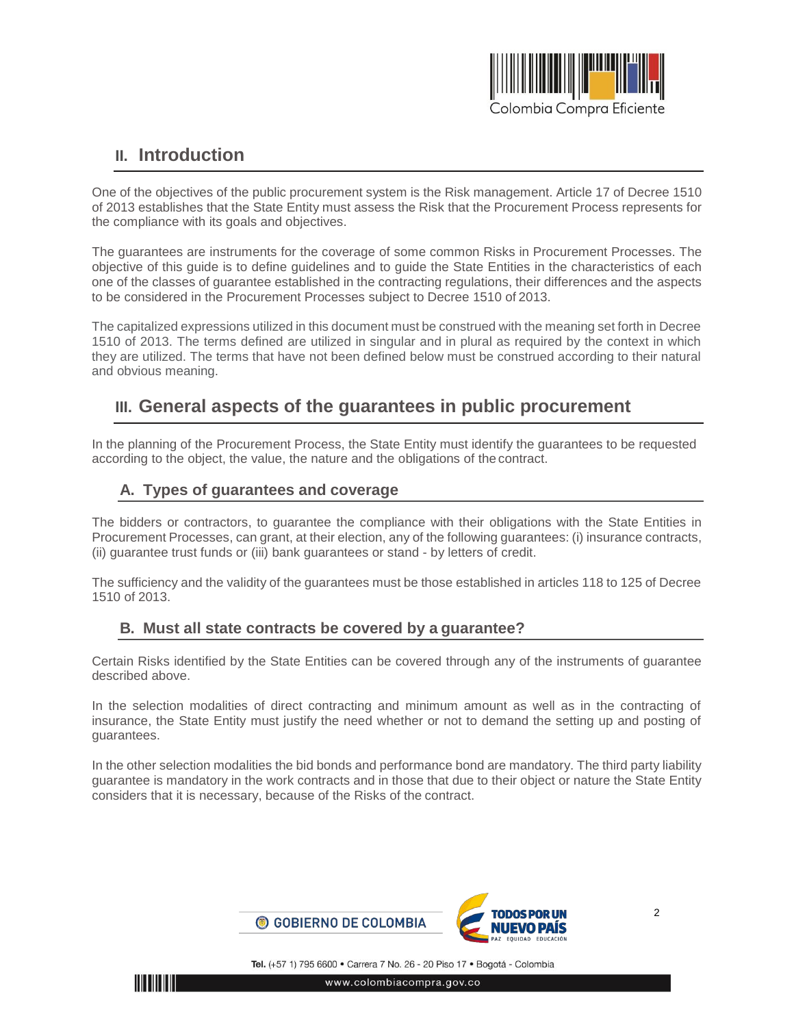## II. Introduction

One of the objectives of the public procurement system is the Risk management. Article 17 of Decree 1510 of 2013 establishes that the State Entity must assess the Risk that the Procurement Process represents for the compliance with its goals and objectives.

The guarantees are instruments for the coverage of some common Risks in Procurement Processes. The objective of this guide is to define guidelines and to guide the State Entities in the characteristics of each one of the classes of guarantee established in the contracting regulations, their differences and the aspects to be considered in the Procurement Processes subject to Decree 1510 of 2013.

The capitalized expressions utilized in this document must be construed with the meaning set forth in Decree 1510 of 2013. The terms defined are utilized in singular and in plural as required by the context in which they are utilized. The terms that have not been defined below must be construed according to their natural and obvious meaning.

## III. General aspects of the guarantees in public procurement

In the planning of the Procurement Process, the State Entity must identify the guarantees to be requested according to the object, the value, the nature and the obligations of the contract.

### A. Types of guarantees and coverage

The bidders or contractors, to guarantee the compliance with their obligations with the State Entities in Procurement Processes, can grant, at their election, any of the following guarantees: (i) insurance contracts, (ii) guarantee trust funds or (iii) bank guarantees or stand - by letters of credit.

The sufficiency and the validity of the guarantees must be those established in articles 118 to 125 of Decree 1510 of 2013.

### B. Must all state contracts be covered by a guarantee?

Certain Risks identified by the State Entities can be covered through any of the instruments of guarantee described above.

In the selection modalities of direct contracting and minimum amount as well as in the contracting of insurance, the State Entity must justify the need whether or not to demand the setting up and posting of guarantees.

In the other selection modalities the bid bonds and performance bond are mandatory. The third party liability guarantee is mandatory in the work contracts and in those that due to their object or nature the State Entity considers that it is necessary, because of the Risks of the contract.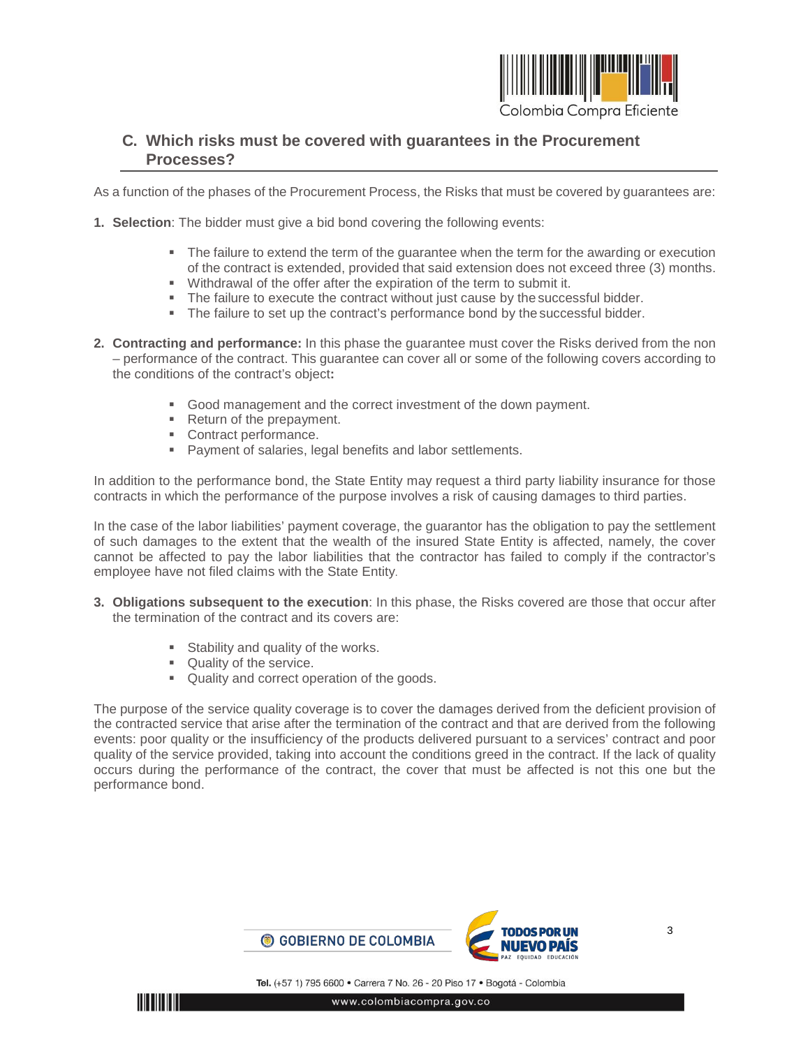## C. Which risks must be covered with guarantees in the Procurement Processes?

As a function of the phases of the Procurement Process, the Risks that must be covered by guarantees are:

1. **Selection**: The bidder must give a bid bond covering the following events:

    - The failure to extend the term of the guarantee when the term for the awarding or execution of the contract is extended, provided that said extension does not exceed three (3) months.
    - Withdrawal of the offer after the expiration of the term to submit it.
    - The failure to execute the contract without just cause by the successful bidder.
    - The failure to set up the contract's performance bond by the successful bidder.

2. **Contracting and performance:** In this phase the guarantee must cover the Risks derived from the non – performance of the contract. This guarantee can cover all or some of the following covers according to the conditions of the contract's object**:**

    - Good management and the correct investment of the down payment.
    - Return of the prepayment.
    - Contract performance.
    - Payment of salaries, legal benefits and labor settlements.

In addition to the performance bond, the State Entity may request a third party liability insurance for those contracts in which the performance of the purpose involves a risk of causing damages to third parties.

In the case of the labor liabilities' payment coverage, the guarantor has the obligation to pay the settlement of such damages to the extent that the wealth of the insured State Entity is affected, namely, the cover cannot be affected to pay the labor liabilities that the contractor has failed to comply if the contractor's employee have not filed claims with the State Entity.

3. **Obligations subsequent to the execution**: In this phase, the Risks covered are those that occur after the termination of the contract and its covers are:

    - Stability and quality of the works.
    - Quality of the service.
    - Quality and correct operation of the goods.

The purpose of the service quality coverage is to cover the damages derived from the deficient provision of the contracted service that arise after the termination of the contract and that are derived from the following events: poor quality or the insufficiency of the products delivered pursuant to a services' contract and poor quality of the service provided, taking into account the conditions greed in the contract. If the lack of quality occurs during the performance of the contract, the cover that must be affected is not this one but the performance bond.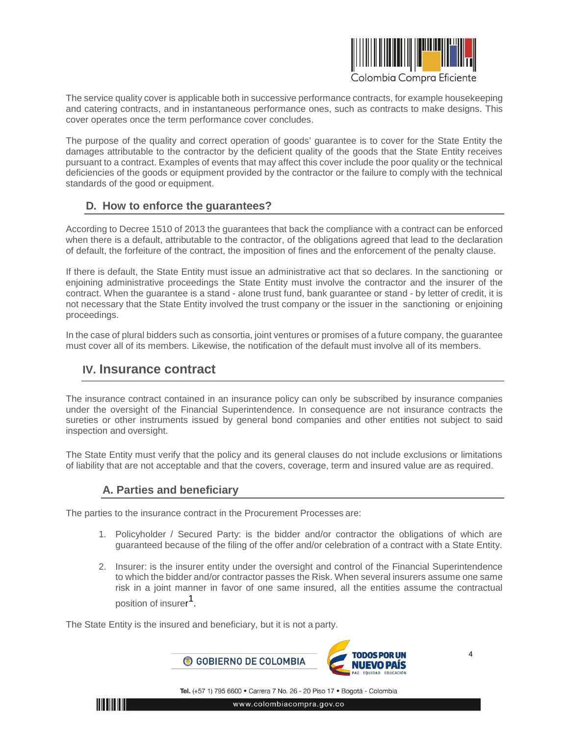The service quality cover is applicable both in successive performance contracts, for example housekeeping and catering contracts, and in instantaneous performance ones, such as contracts to make designs. This cover operates once the term performance cover concludes.

The purpose of the quality and correct operation of goods' guarantee is to cover for the State Entity the damages attributable to the contractor by the deficient quality of the goods that the State Entity receives pursuant to a contract. Examples of events that may affect this cover include the poor quality or the technical deficiencies of the goods or equipment provided by the contractor or the failure to comply with the technical standards of the good or equipment.

### D. How to enforce the guarantees?

According to Decree 1510 of 2013 the guarantees that back the compliance with a contract can be enforced when there is a default, attributable to the contractor, of the obligations agreed that lead to the declaration of default, the forfeiture of the contract, the imposition of fines and the enforcement of the penalty clause.

If there is default, the State Entity must issue an administrative act that so declares. In the sanctioning or enjoining administrative proceedings the State Entity must involve the contractor and the insurer of the contract. When the guarantee is a stand - alone trust fund, bank guarantee or stand - by letter of credit, it is not necessary that the State Entity involved the trust company or the issuer in the sanctioning or enjoining proceedings.

In the case of plural bidders such as consortia, joint ventures or promises of a future company, the guarantee must cover all of its members. Likewise, the notification of the default must involve all of its members.

## IV. Insurance contract

The insurance contract contained in an insurance policy can only be subscribed by insurance companies under the oversight of the Financial Superintendence. In consequence are not insurance contracts the sureties or other instruments issued by general bond companies and other entities not subject to said inspection and oversight.

The State Entity must verify that the policy and its general clauses do not include exclusions or limitations of liability that are not acceptable and that the covers, coverage, term and insured value are as required.

### A. Parties and beneficiary

The parties to the insurance contract in the Procurement Processes are:

1. Policyholder / Secured Party: is the bidder and/or contractor the obligations of which are guaranteed because of the filing of the offer and/or celebration of a contract with a State Entity.

2. Insurer: is the insurer entity under the oversight and control of the Financial Superintendence to which the bidder and/or contractor passes the Risk. When several insurers assume one same risk in a joint manner in favor of one same insured, all the entities assume the contractual position of insurer[1].

The State Entity is the insured and beneficiary, but it is not a party.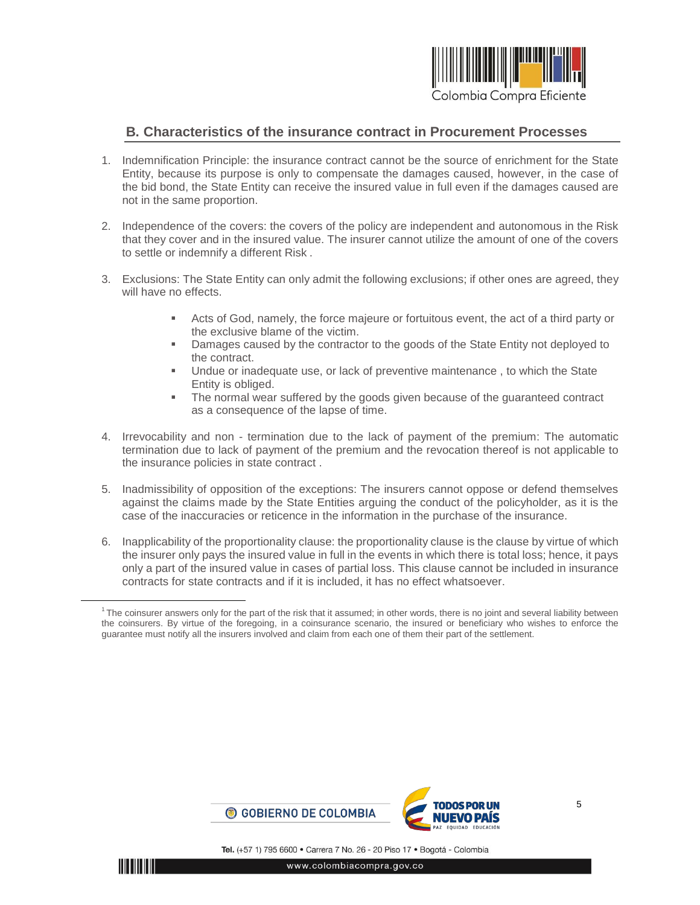## B. Characteristics of the insurance contract in Procurement Processes

1. Indemnification Principle: the insurance contract cannot be the source of enrichment for the State Entity, because its purpose is only to compensate the damages caused, however, in the case of the bid bond, the State Entity can receive the insured value in full even if the damages caused are not in the same proportion.

2. Independence of the covers: the covers of the policy are independent and autonomous in the Risk that they cover and in the insured value. The insurer cannot utilize the amount of one of the covers to settle or indemnify a different Risk .

3. Exclusions: The State Entity can only admit the following exclusions; if other ones are agreed, they will have no effects.

    - Acts of God, namely, the force majeure or fortuitous event, the act of a third party or the exclusive blame of the victim.
    - Damages caused by the contractor to the goods of the State Entity not deployed to the contract.
    - Undue or inadequate use, or lack of preventive maintenance , to which the State Entity is obliged.
    - The normal wear suffered by the goods given because of the guaranteed contract as a consequence of the lapse of time.

4. Irrevocability and non - termination due to the lack of payment of the premium: The automatic termination due to lack of payment of the premium and the revocation thereof is not applicable to the insurance policies in state contract .

5. Inadmissibility of opposition of the exceptions: The insurers cannot oppose or defend themselves against the claims made by the State Entities arguing the conduct of the policyholder, as it is the case of the inaccuracies or reticence in the information in the purchase of the insurance.

6. Inapplicability of the proportionality clause: the proportionality clause is the clause by virtue of which the insurer only pays the insured value in full in the events in which there is total loss; hence, it pays only a part of the insured value in cases of partial loss. This clause cannot be included in insurance contracts for state contracts and if it is included, it has no effect whatsoever.

---

[1] The coinsurer answers only for the part of the risk that it assumed; in other words, there is no joint and several liability between the coinsurers. By virtue of the foregoing, in a coinsurance scenario, the insured or beneficiary who wishes to enforce the guarantee must notify all the insurers involved and claim from each one of them their part of the settlement.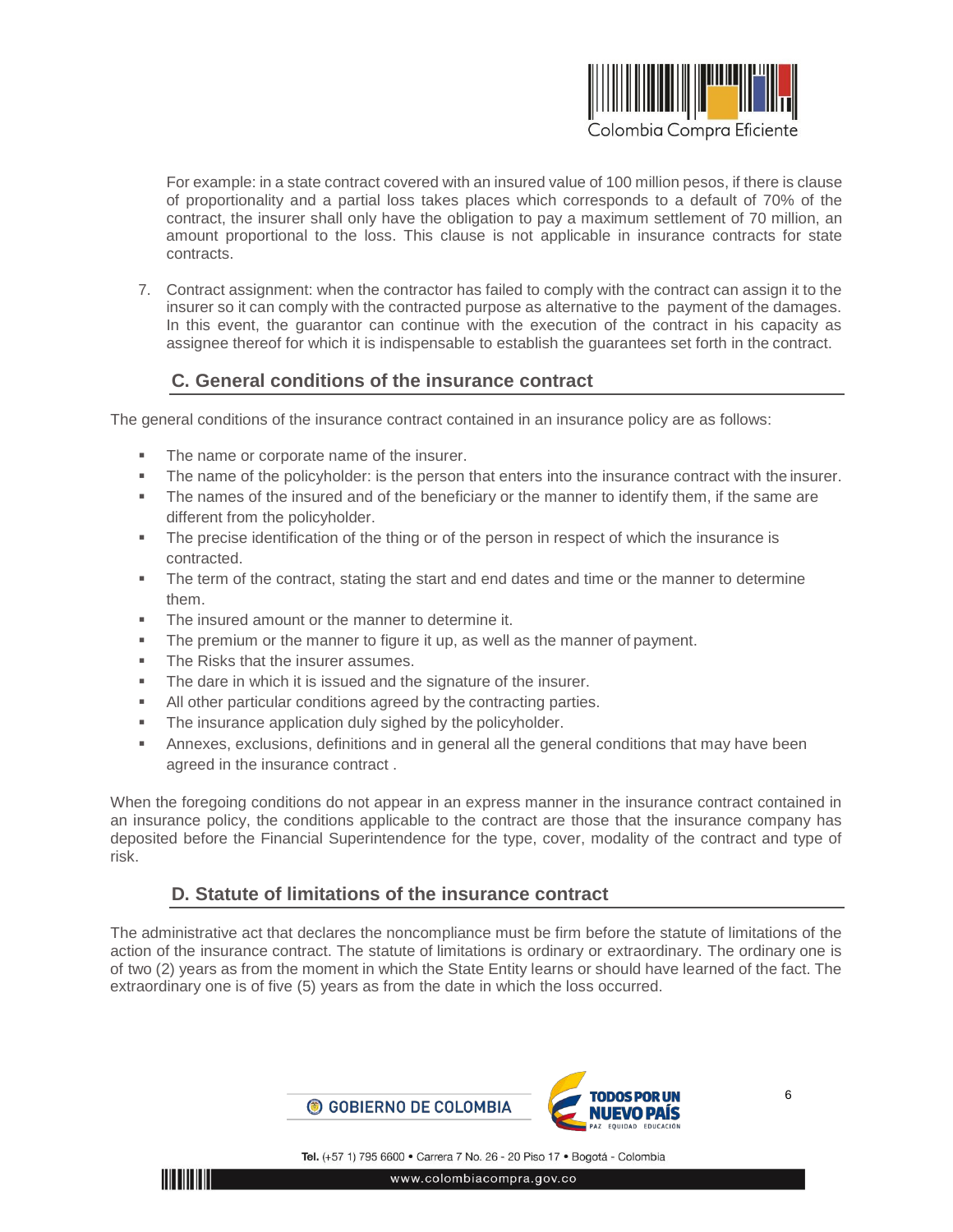For example: in a state contract covered with an insured value of 100 million pesos, if there is clause of proportionality and a partial loss takes places which corresponds to a default of 70% of the contract, the insurer shall only have the obligation to pay a maximum settlement of 70 million, an amount proportional to the loss. This clause is not applicable in insurance contracts for state contracts.

7. Contract assignment: when the contractor has failed to comply with the contract can assign it to the insurer so it can comply with the contracted purpose as alternative to the payment of the damages. In this event, the guarantor can continue with the execution of the contract in his capacity as assignee thereof for which it is indispensable to establish the guarantees set forth in the contract.

## C. General conditions of the insurance contract

The general conditions of the insurance contract contained in an insurance policy are as follows:

- The name or corporate name of the insurer.
- The name of the policyholder: is the person that enters into the insurance contract with the insurer.
- The names of the insured and of the beneficiary or the manner to identify them, if the same are different from the policyholder.
- The precise identification of the thing or of the person in respect of which the insurance is contracted.
- The term of the contract, stating the start and end dates and time or the manner to determine them.
- The insured amount or the manner to determine it.
- The premium or the manner to figure it up, as well as the manner of payment.
- The Risks that the insurer assumes.
- The dare in which it is issued and the signature of the insurer.
- All other particular conditions agreed by the contracting parties.
- The insurance application duly sighed by the policyholder.
- Annexes, exclusions, definitions and in general all the general conditions that may have been agreed in the insurance contract .

When the foregoing conditions do not appear in an express manner in the insurance contract contained in an insurance policy, the conditions applicable to the contract are those that the insurance company has deposited before the Financial Superintendence for the type, cover, modality of the contract and type of risk.

## D. Statute of limitations of the insurance contract

The administrative act that declares the noncompliance must be firm before the statute of limitations of the action of the insurance contract. The statute of limitations is ordinary or extraordinary. The ordinary one is of two (2) years as from the moment in which the State Entity learns or should have learned of the fact. The extraordinary one is of five (5) years as from the date in which the loss occurred.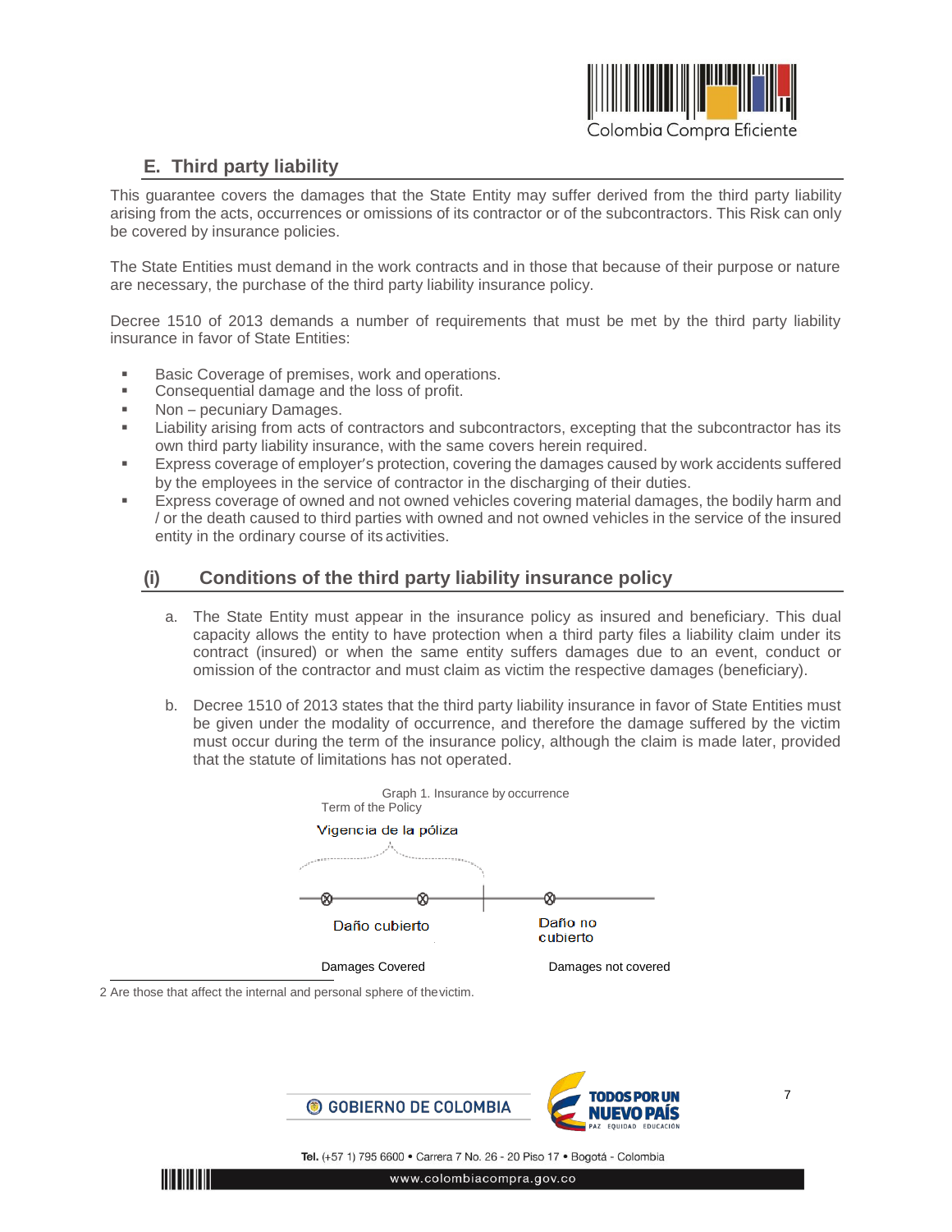## E. Third party liability

This guarantee covers the damages that the State Entity may suffer derived from the third party liability arising from the acts, occurrences or omissions of its contractor or of the subcontractors. This Risk can only be covered by insurance policies.

The State Entities must demand in the work contracts and in those that because of their purpose or nature are necessary, the purchase of the third party liability insurance policy.

Decree 1510 of 2013 demands a number of requirements that must be met by the third party liability insurance in favor of State Entities:

- Basic Coverage of premises, work and operations.
- Consequential damage and the loss of profit.
- Non – pecuniary Damages.
- Liability arising from acts of contractors and subcontractors, excepting that the subcontractor has its own third party liability insurance, with the same covers herein required.
- Express coverage of employer's protection, covering the damages caused by work accidents suffered by the employees in the service of contractor in the discharging of their duties.
- Express coverage of owned and not owned vehicles covering material damages, the bodily harm and / or the death caused to third parties with owned and not owned vehicles in the service of the insured entity in the ordinary course of its activities.

### (i) Conditions of the third party liability insurance policy

a. The State Entity must appear in the insurance policy as insured and beneficiary. This dual capacity allows the entity to have protection when a third party files a liability claim under its contract (insured) or when the same entity suffers damages due to an event, conduct or omission of the contractor and must claim as victim the respective damages (beneficiary).

b. Decree 1510 of 2013 states that the third party liability insurance in favor of State Entities must be given under the modality of occurrence, and therefore the damage suffered by the victim must occur during the term of the insurance policy, although the claim is made later, provided that the statute of limitations has not operated.

Graph 1. Insurance by occurrence

Term of the Policy

Vigencia de la póliza

Daño cubierto — Damages Covered

Daño no cubierto — Damages not covered

---

2 Are those that affect the internal and personal sphere of the victim.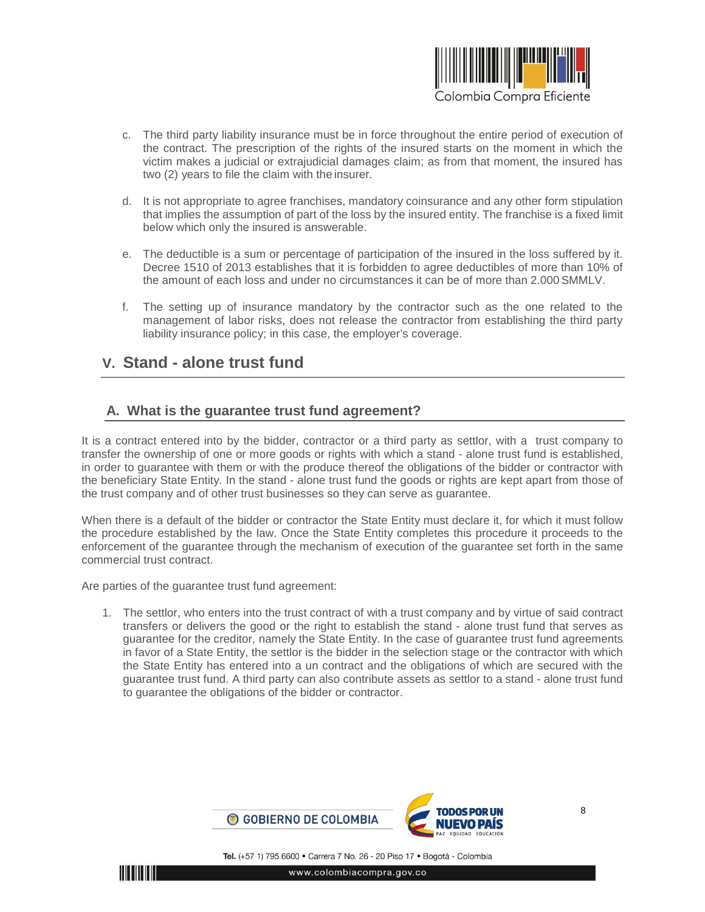c. The third party liability insurance must be in force throughout the entire period of execution of the contract. The prescription of the rights of the insured starts on the moment in which the victim makes a judicial or extrajudicial damages claim; as from that moment, the insured has two (2) years to file the claim with the insurer.

d. It is not appropriate to agree franchises, mandatory coinsurance and any other form stipulation that implies the assumption of part of the loss by the insured entity. The franchise is a fixed limit below which only the insured is answerable.

e. The deductible is a sum or percentage of participation of the insured in the loss suffered by it. Decree 1510 of 2013 establishes that it is forbidden to agree deductibles of more than 10% of the amount of each loss and under no circumstances it can be of more than 2.000 SMMLV.

f. The setting up of insurance mandatory by the contractor such as the one related to the management of labor risks, does not release the contractor from establishing the third party liability insurance policy; in this case, the employer's coverage.

## V. Stand - alone trust fund

### A. What is the guarantee trust fund agreement?

It is a contract entered into by the bidder, contractor or a third party as settlor, with a trust company to transfer the ownership of one or more goods or rights with which a stand - alone trust fund is established, in order to guarantee with them or with the produce thereof the obligations of the bidder or contractor with the beneficiary State Entity. In the stand - alone trust fund the goods or rights are kept apart from those of the trust company and of other trust businesses so they can serve as guarantee.

When there is a default of the bidder or contractor the State Entity must declare it, for which it must follow the procedure established by the law. Once the State Entity completes this procedure it proceeds to the enforcement of the guarantee through the mechanism of execution of the guarantee set forth in the same commercial trust contract.

Are parties of the guarantee trust fund agreement:

1. The settlor, who enters into the trust contract of with a trust company and by virtue of said contract transfers or delivers the good or the right to establish the stand - alone trust fund that serves as guarantee for the creditor, namely the State Entity. In the case of guarantee trust fund agreements in favor of a State Entity, the settlor is the bidder in the selection stage or the contractor with which the State Entity has entered into a un contract and the obligations of which are secured with the guarantee trust fund. A third party can also contribute assets as settlor to a stand - alone trust fund to guarantee the obligations of the bidder or contractor.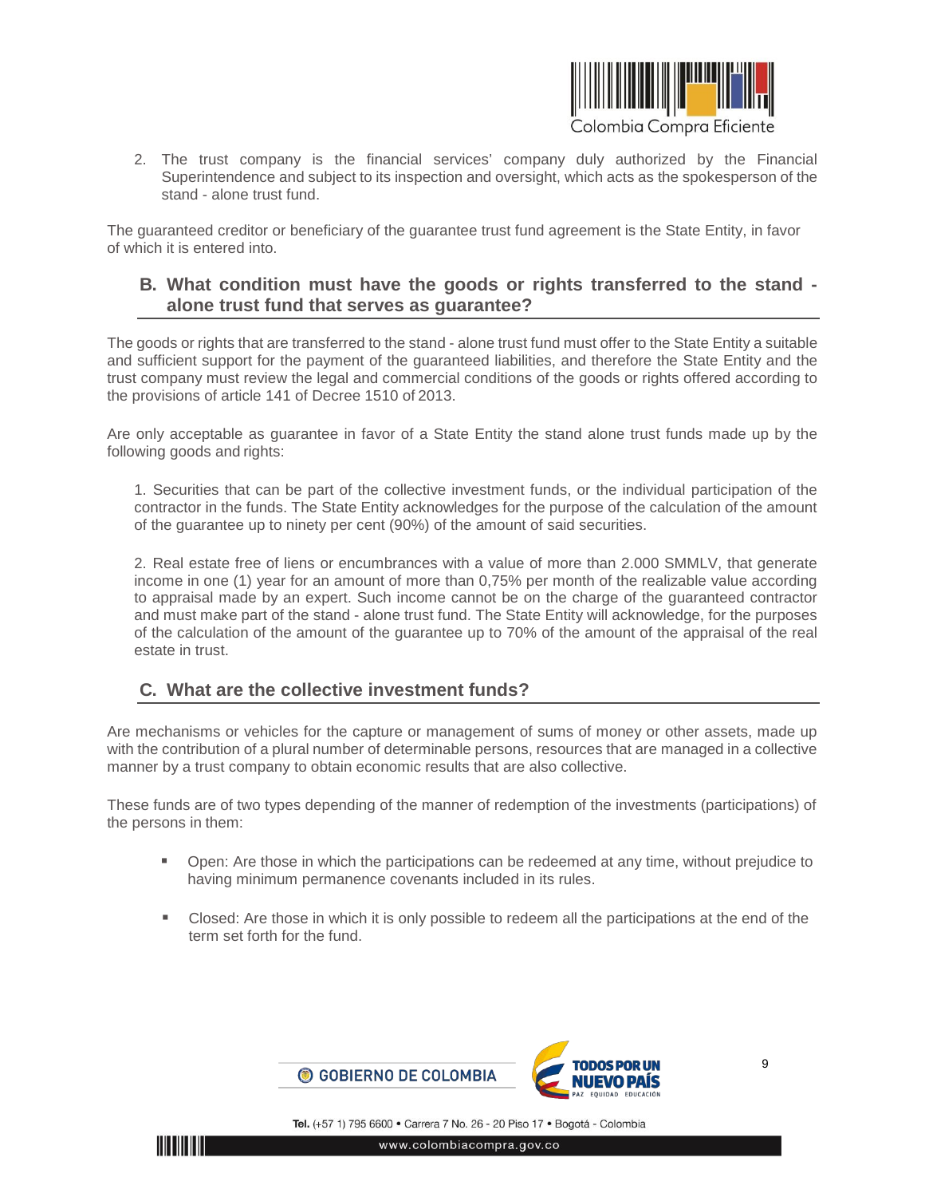2. The trust company is the financial services' company duly authorized by the Financial Superintendence and subject to its inspection and oversight, which acts as the spokesperson of the stand - alone trust fund.

The guaranteed creditor or beneficiary of the guarantee trust fund agreement is the State Entity, in favor of which it is entered into.

## B. What condition must have the goods or rights transferred to the stand - alone trust fund that serves as guarantee?

The goods or rights that are transferred to the stand - alone trust fund must offer to the State Entity a suitable and sufficient support for the payment of the guaranteed liabilities, and therefore the State Entity and the trust company must review the legal and commercial conditions of the goods or rights offered according to the provisions of article 141 of Decree 1510 of 2013.

Are only acceptable as guarantee in favor of a State Entity the stand alone trust funds made up by the following goods and rights:

1. Securities that can be part of the collective investment funds, or the individual participation of the contractor in the funds. The State Entity acknowledges for the purpose of the calculation of the amount of the guarantee up to ninety per cent (90%) of the amount of said securities.

2. Real estate free of liens or encumbrances with a value of more than 2.000 SMMLV, that generate income in one (1) year for an amount of more than 0,75% per month of the realizable value according to appraisal made by an expert. Such income cannot be on the charge of the guaranteed contractor and must make part of the stand - alone trust fund. The State Entity will acknowledge, for the purposes of the calculation of the amount of the guarantee up to 70% of the amount of the appraisal of the real estate in trust.

## C. What are the collective investment funds?

Are mechanisms or vehicles for the capture or management of sums of money or other assets, made up with the contribution of a plural number of determinable persons, resources that are managed in a collective manner by a trust company to obtain economic results that are also collective.

These funds are of two types depending of the manner of redemption of the investments (participations) of the persons in them:

- Open: Are those in which the participations can be redeemed at any time, without prejudice to having minimum permanence covenants included in its rules.

- Closed: Are those in which it is only possible to redeem all the participations at the end of the term set forth for the fund.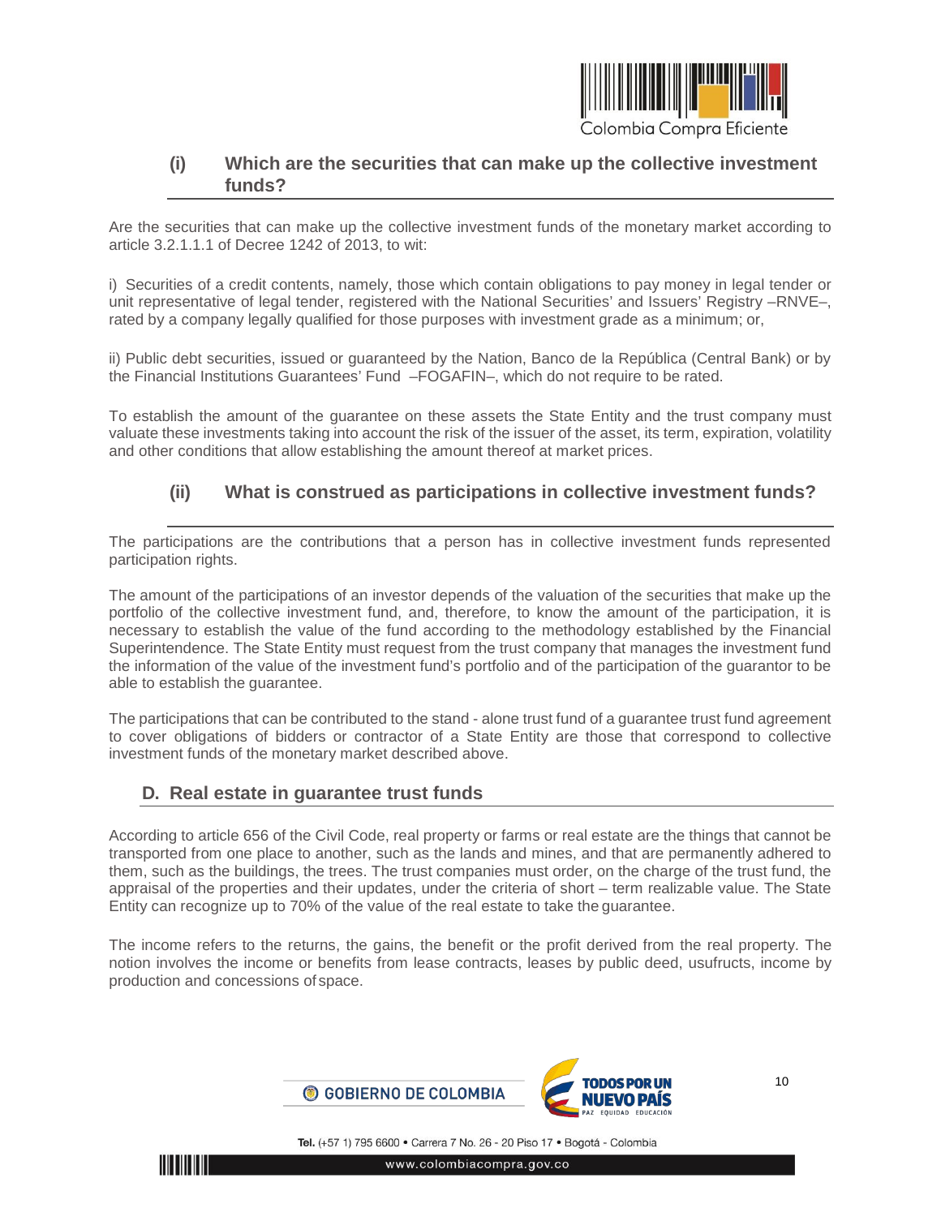### (i) Which are the securities that can make up the collective investment funds?

Are the securities that can make up the collective investment funds of the monetary market according to article 3.2.1.1.1 of Decree 1242 of 2013, to wit:

i) Securities of a credit contents, namely, those which contain obligations to pay money in legal tender or unit representative of legal tender, registered with the National Securities' and Issuers' Registry –RNVE–, rated by a company legally qualified for those purposes with investment grade as a minimum; or,

ii) Public debt securities, issued or guaranteed by the Nation, Banco de la República (Central Bank) or by the Financial Institutions Guarantees' Fund –FOGAFIN–, which do not require to be rated.

To establish the amount of the guarantee on these assets the State Entity and the trust company must valuate these investments taking into account the risk of the issuer of the asset, its term, expiration, volatility and other conditions that allow establishing the amount thereof at market prices.

### (ii) What is construed as participations in collective investment funds?

The participations are the contributions that a person has in collective investment funds represented participation rights.

The amount of the participations of an investor depends of the valuation of the securities that make up the portfolio of the collective investment fund, and, therefore, to know the amount of the participation, it is necessary to establish the value of the fund according to the methodology established by the Financial Superintendence. The State Entity must request from the trust company that manages the investment fund the information of the value of the investment fund's portfolio and of the participation of the guarantor to be able to establish the guarantee.

The participations that can be contributed to the stand - alone trust fund of a guarantee trust fund agreement to cover obligations of bidders or contractor of a State Entity are those that correspond to collective investment funds of the monetary market described above.

## D. Real estate in guarantee trust funds

According to article 656 of the Civil Code, real property or farms or real estate are the things that cannot be transported from one place to another, such as the lands and mines, and that are permanently adhered to them, such as the buildings, the trees. The trust companies must order, on the charge of the trust fund, the appraisal of the properties and their updates, under the criteria of short – term realizable value. The State Entity can recognize up to 70% of the value of the real estate to take the guarantee.

The income refers to the returns, the gains, the benefit or the profit derived from the real property. The notion involves the income or benefits from lease contracts, leases by public deed, usufructs, income by production and concessions of space.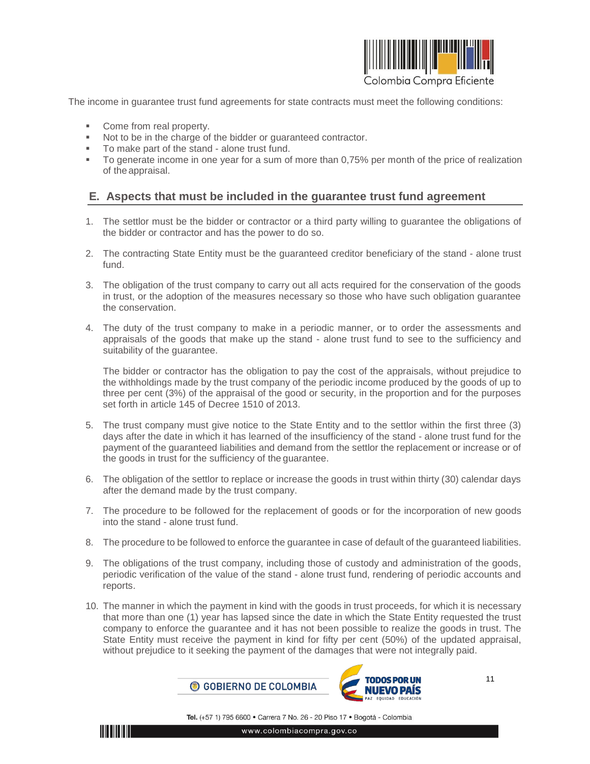The income in guarantee trust fund agreements for state contracts must meet the following conditions:

- Come from real property.
- Not to be in the charge of the bidder or guaranteed contractor.
- To make part of the stand - alone trust fund.
- To generate income in one year for a sum of more than 0,75% per month of the price of realization of the appraisal.

## E. Aspects that must be included in the guarantee trust fund agreement

1. The settlor must be the bidder or contractor or a third party willing to guarantee the obligations of the bidder or contractor and has the power to do so.

2. The contracting State Entity must be the guaranteed creditor beneficiary of the stand - alone trust fund.

3. The obligation of the trust company to carry out all acts required for the conservation of the goods in trust, or the adoption of the measures necessary so those who have such obligation guarantee the conservation.

4. The duty of the trust company to make in a periodic manner, or to order the assessments and appraisals of the goods that make up the stand - alone trust fund to see to the sufficiency and suitability of the guarantee.

   The bidder or contractor has the obligation to pay the cost of the appraisals, without prejudice to the withholdings made by the trust company of the periodic income produced by the goods of up to three per cent (3%) of the appraisal of the good or security, in the proportion and for the purposes set forth in article 145 of Decree 1510 of 2013.

5. The trust company must give notice to the State Entity and to the settlor within the first three (3) days after the date in which it has learned of the insufficiency of the stand - alone trust fund for the payment of the guaranteed liabilities and demand from the settlor the replacement or increase or of the goods in trust for the sufficiency of the guarantee.

6. The obligation of the settlor to replace or increase the goods in trust within thirty (30) calendar days after the demand made by the trust company.

7. The procedure to be followed for the replacement of goods or for the incorporation of new goods into the stand - alone trust fund.

8. The procedure to be followed to enforce the guarantee in case of default of the guaranteed liabilities.

9. The obligations of the trust company, including those of custody and administration of the goods, periodic verification of the value of the stand - alone trust fund, rendering of periodic accounts and reports.

10. The manner in which the payment in kind with the goods in trust proceeds, for which it is necessary that more than one (1) year has lapsed since the date in which the State Entity requested the trust company to enforce the guarantee and it has not been possible to realize the goods in trust. The State Entity must receive the payment in kind for fifty per cent (50%) of the updated appraisal, without prejudice to it seeking the payment of the damages that were not integrally paid.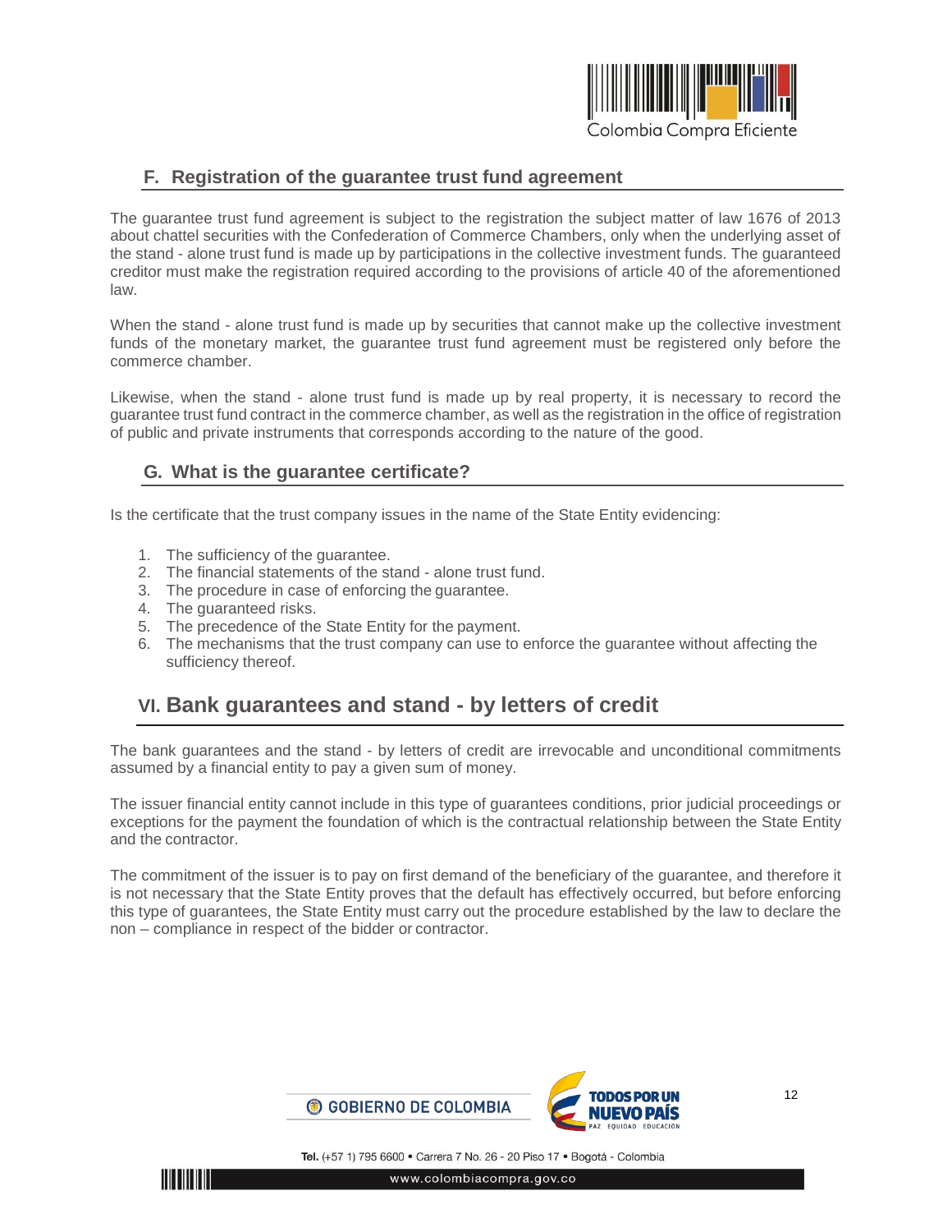## F. Registration of the guarantee trust fund agreement

The guarantee trust fund agreement is subject to the registration the subject matter of law 1676 of 2013 about chattel securities with the Confederation of Commerce Chambers, only when the underlying asset of the stand - alone trust fund is made up by participations in the collective investment funds. The guaranteed creditor must make the registration required according to the provisions of article 40 of the aforementioned law.

When the stand - alone trust fund is made up by securities that cannot make up the collective investment funds of the monetary market, the guarantee trust fund agreement must be registered only before the commerce chamber.

Likewise, when the stand - alone trust fund is made up by real property, it is necessary to record the guarantee trust fund contract in the commerce chamber, as well as the registration in the office of registration of public and private instruments that corresponds according to the nature of the good.

## G. What is the guarantee certificate?

Is the certificate that the trust company issues in the name of the State Entity evidencing:

1. The sufficiency of the guarantee.
2. The financial statements of the stand - alone trust fund.
3. The procedure in case of enforcing the guarantee.
4. The guaranteed risks.
5. The precedence of the State Entity for the payment.
6. The mechanisms that the trust company can use to enforce the guarantee without affecting the sufficiency thereof.

# VI. Bank guarantees and stand - by letters of credit

The bank guarantees and the stand - by letters of credit are irrevocable and unconditional commitments assumed by a financial entity to pay a given sum of money.

The issuer financial entity cannot include in this type of guarantees conditions, prior judicial proceedings or exceptions for the payment the foundation of which is the contractual relationship between the State Entity and the contractor.

The commitment of the issuer is to pay on first demand of the beneficiary of the guarantee, and therefore it is not necessary that the State Entity proves that the default has effectively occurred, but before enforcing this type of guarantees, the State Entity must carry out the procedure established by the law to declare the non – compliance in respect of the bidder or contractor.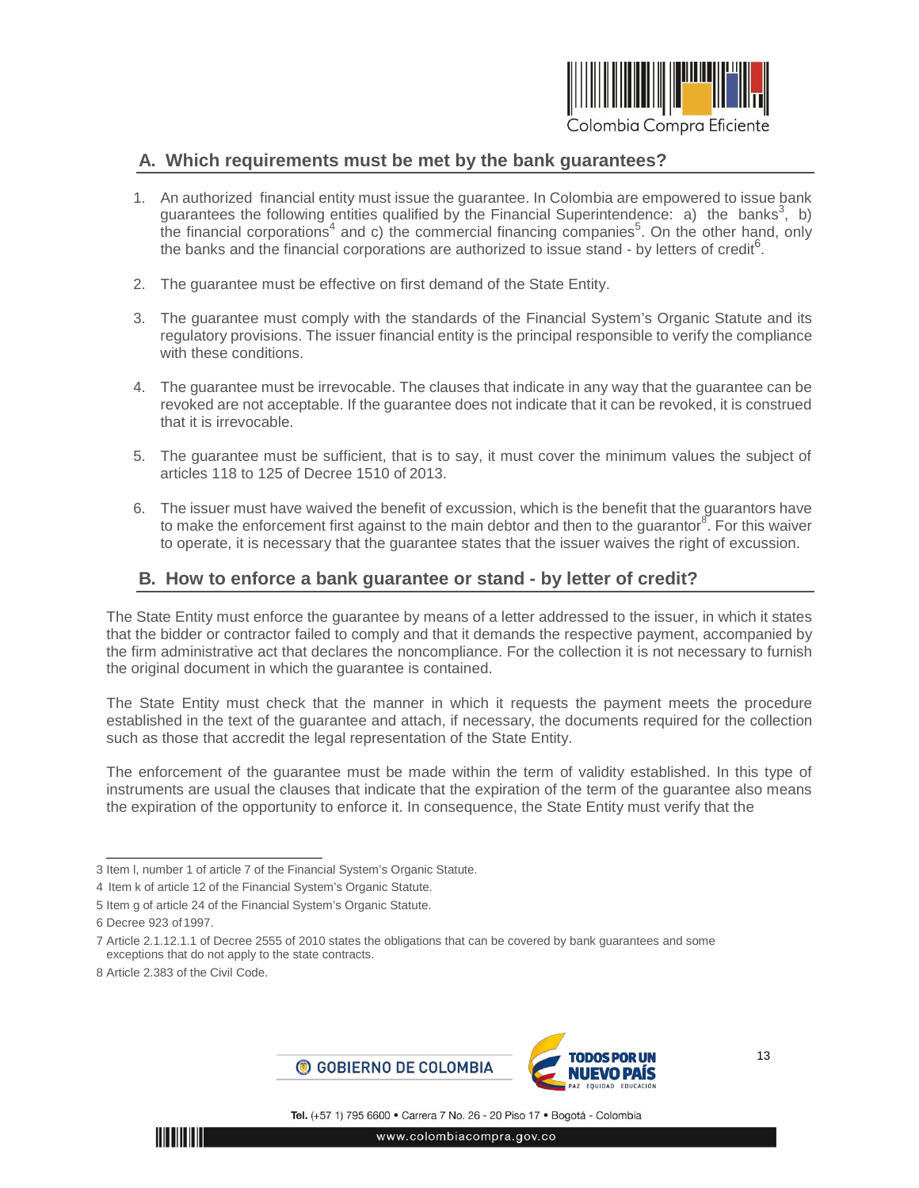## A. Which requirements must be met by the bank guarantees?

1. An authorized financial entity must issue the guarantee. In Colombia are empowered to issue bank guarantees the following entities qualified by the Financial Superintendence: a) the banks[3], b) the financial corporations[4] and c) the commercial financing companies[5]. On the other hand, only the banks and the financial corporations are authorized to issue stand - by letters of credit[6].

2. The guarantee must be effective on first demand of the State Entity.

3. The guarantee must comply with the standards of the Financial System's Organic Statute and its regulatory provisions. The issuer financial entity is the principal responsible to verify the compliance with these conditions.

4. The guarantee must be irrevocable. The clauses that indicate in any way that the guarantee can be revoked are not acceptable. If the guarantee does not indicate that it can be revoked, it is construed that it is irrevocable.

5. The guarantee must be sufficient, that is to say, it must cover the minimum values the subject of articles 118 to 125 of Decree 1510 of 2013.

6. The issuer must have waived the benefit of excussion, which is the benefit that the guarantors have to make the enforcement first against to the main debtor and then to the guarantor[8]. For this waiver to operate, it is necessary that the guarantee states that the issuer waives the right of excussion.

## B. How to enforce a bank guarantee or stand - by letter of credit?

The State Entity must enforce the guarantee by means of a letter addressed to the issuer, in which it states that the bidder or contractor failed to comply and that it demands the respective payment, accompanied by the firm administrative act that declares the noncompliance. For the collection it is not necessary to furnish the original document in which the guarantee is contained.

The State Entity must check that the manner in which it requests the payment meets the procedure established in the text of the guarantee and attach, if necessary, the documents required for the collection such as those that accredit the legal representation of the State Entity.

The enforcement of the guarantee must be made within the term of validity established. In this type of instruments are usual the clauses that indicate that the expiration of the term of the guarantee also means the expiration of the opportunity to enforce it. In consequence, the State Entity must verify that the

---

3 Item l, number 1 of article 7 of the Financial System's Organic Statute.

4 Item k of article 12 of the Financial System's Organic Statute.

5 Item g of article 24 of the Financial System's Organic Statute.

6 Decree 923 of 1997.

7 Article 2.1.12.1.1 of Decree 2555 of 2010 states the obligations that can be covered by bank guarantees and some exceptions that do not apply to the state contracts.

8 Article 2.383 of the Civil Code.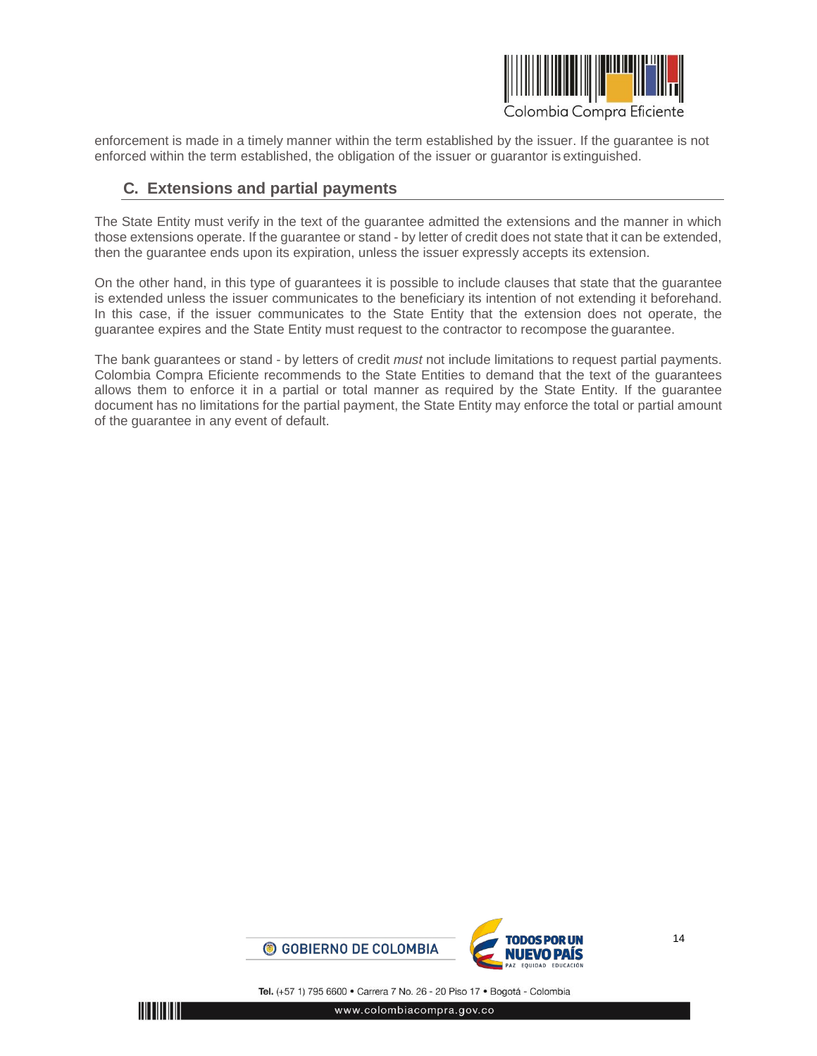enforcement is made in a timely manner within the term established by the issuer. If the guarantee is not enforced within the term established, the obligation of the issuer or guarantor is extinguished.

## C. Extensions and partial payments

The State Entity must verify in the text of the guarantee admitted the extensions and the manner in which those extensions operate. If the guarantee or stand - by letter of credit does not state that it can be extended, then the guarantee ends upon its expiration, unless the issuer expressly accepts its extension.

On the other hand, in this type of guarantees it is possible to include clauses that state that the guarantee is extended unless the issuer communicates to the beneficiary its intention of not extending it beforehand. In this case, if the issuer communicates to the State Entity that the extension does not operate, the guarantee expires and the State Entity must request to the contractor to recompose the guarantee.

The bank guarantees or stand - by letters of credit *must* not include limitations to request partial payments. Colombia Compra Eficiente recommends to the State Entities to demand that the text of the guarantees allows them to enforce it in a partial or total manner as required by the State Entity. If the guarantee document has no limitations for the partial payment, the State Entity may enforce the total or partial amount of the guarantee in any event of default.